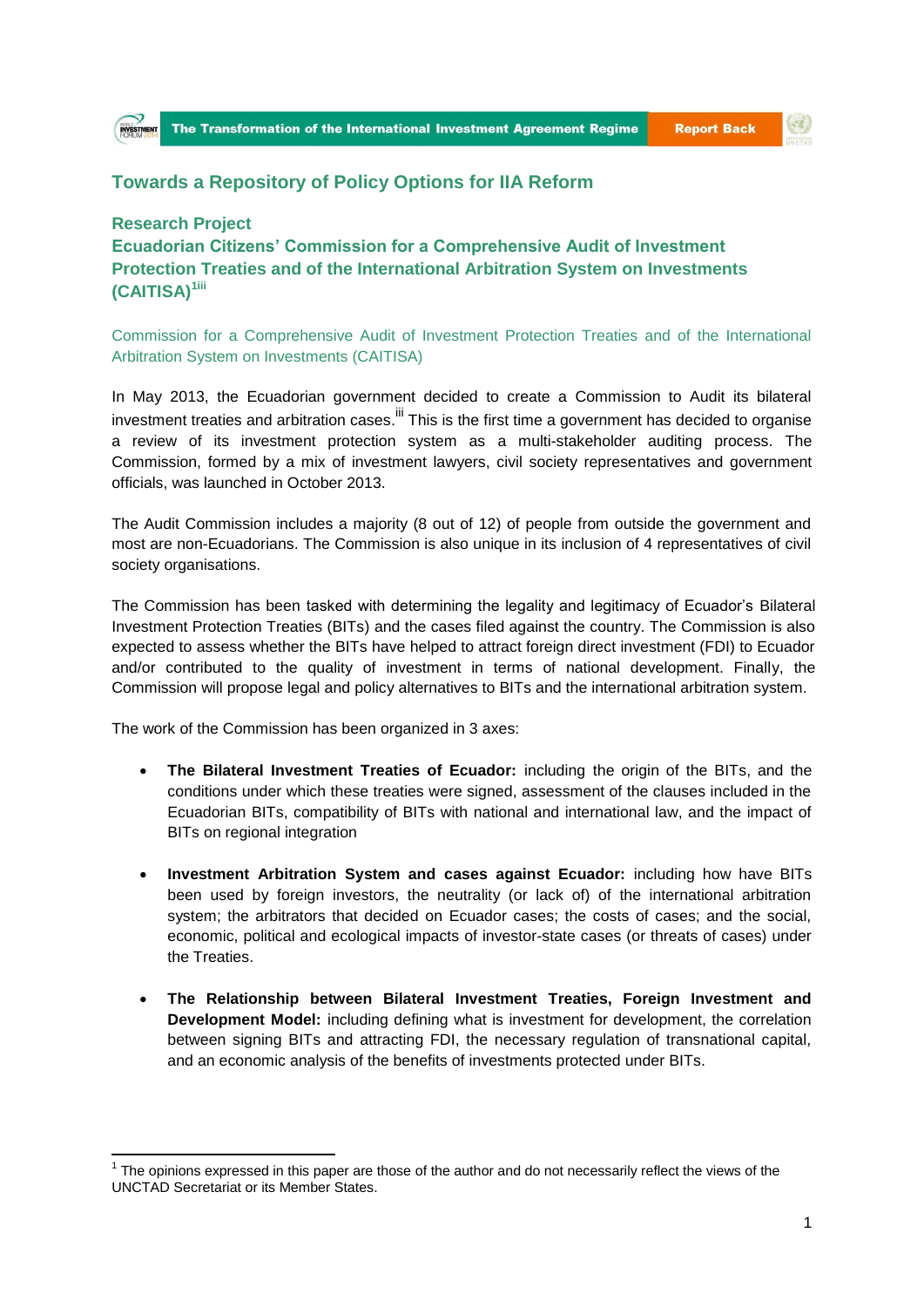## Towards a Repository of Policy Options for IIA Reform

### Research Project
### Ecuadorian Citizens' Commission for a Comprehensive Audit of Investment Protection Treaties and of the International Arbitration System on Investments (CAITISA)[1iii]

Commission for a Comprehensive Audit of Investment Protection Treaties and of the International Arbitration System on Investments (CAITISA)

In May 2013, the Ecuadorian government decided to create a Commission to Audit its bilateral investment treaties and arbitration cases.[iii] This is the first time a government has decided to organise a review of its investment protection system as a multi-stakeholder auditing process. The Commission, formed by a mix of investment lawyers, civil society representatives and government officials, was launched in October 2013.

The Audit Commission includes a majority (8 out of 12) of people from outside the government and most are non-Ecuadorians. The Commission is also unique in its inclusion of 4 representatives of civil society organisations.

The Commission has been tasked with determining the legality and legitimacy of Ecuador's Bilateral Investment Protection Treaties (BITs) and the cases filed against the country. The Commission is also expected to assess whether the BITs have helped to attract foreign direct investment (FDI) to Ecuador and/or contributed to the quality of investment in terms of national development. Finally, the Commission will propose legal and policy alternatives to BITs and the international arbitration system.

The work of the Commission has been organized in 3 axes:

- **The Bilateral Investment Treaties of Ecuador:** including the origin of the BITs, and the conditions under which these treaties were signed, assessment of the clauses included in the Ecuadorian BITs, compatibility of BITs with national and international law, and the impact of BITs on regional integration

- **Investment Arbitration System and cases against Ecuador:** including how have BITs been used by foreign investors, the neutrality (or lack of) of the international arbitration system; the arbitrators that decided on Ecuador cases; the costs of cases; and the social, economic, political and ecological impacts of investor-state cases (or threats of cases) under the Treaties.

- **The Relationship between Bilateral Investment Treaties, Foreign Investment and Development Model:** including defining what is investment for development, the correlation between signing BITs and attracting FDI, the necessary regulation of transnational capital, and an economic analysis of the benefits of investments protected under BITs.

---

[1] The opinions expressed in this paper are those of the author and do not necessarily reflect the views of the UNCTAD Secretariat or its Member States.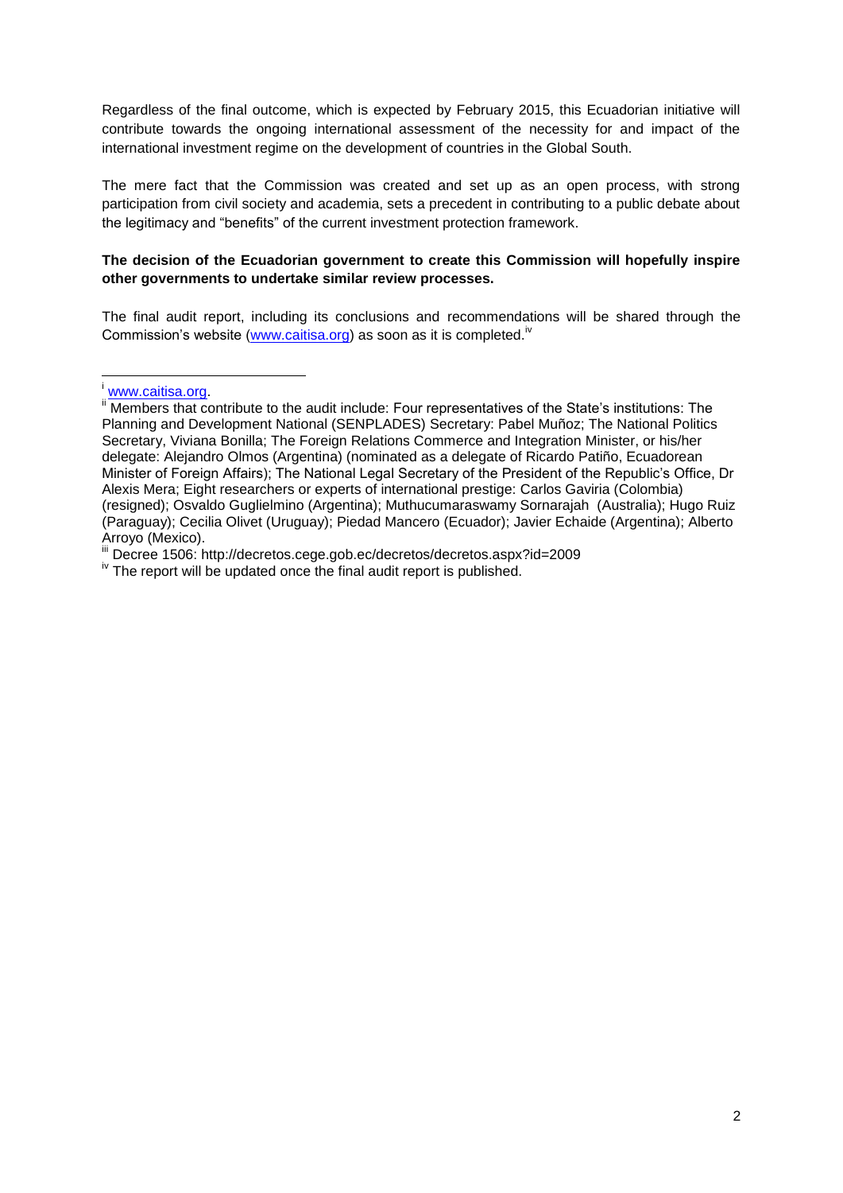Regardless of the final outcome, which is expected by February 2015, this Ecuadorian initiative will contribute towards the ongoing international assessment of the necessity for and impact of the international investment regime on the development of countries in the Global South.

The mere fact that the Commission was created and set up as an open process, with strong participation from civil society and academia, sets a precedent in contributing to a public debate about the legitimacy and "benefits" of the current investment protection framework.

**The decision of the Ecuadorian government to create this Commission will hopefully inspire other governments to undertake similar review processes.**

The final audit report, including its conclusions and recommendations will be shared through the Commission's website (www.caitisa.org) as soon as it is completed.[iv]

---

[i] www.caitisa.org.

[ii] Members that contribute to the audit include: Four representatives of the State's institutions: The Planning and Development National (SENPLADES) Secretary: Pabel Muñoz; The National Politics Secretary, Viviana Bonilla; The Foreign Relations Commerce and Integration Minister, or his/her delegate: Alejandro Olmos (Argentina) (nominated as a delegate of Ricardo Patiño, Ecuadorean Minister of Foreign Affairs); The National Legal Secretary of the President of the Republic's Office, Dr Alexis Mera; Eight researchers or experts of international prestige: Carlos Gaviria (Colombia) (resigned); Osvaldo Guglielmino (Argentina); Muthucumaraswamy Sornarajah (Australia); Hugo Ruiz (Paraguay); Cecilia Olivet (Uruguay); Piedad Mancero (Ecuador); Javier Echaide (Argentina); Alberto Arroyo (Mexico).

[iii] Decree 1506: http://decretos.cege.gob.ec/decretos/decretos.aspx?id=2009

[iv] The report will be updated once the final audit report is published.